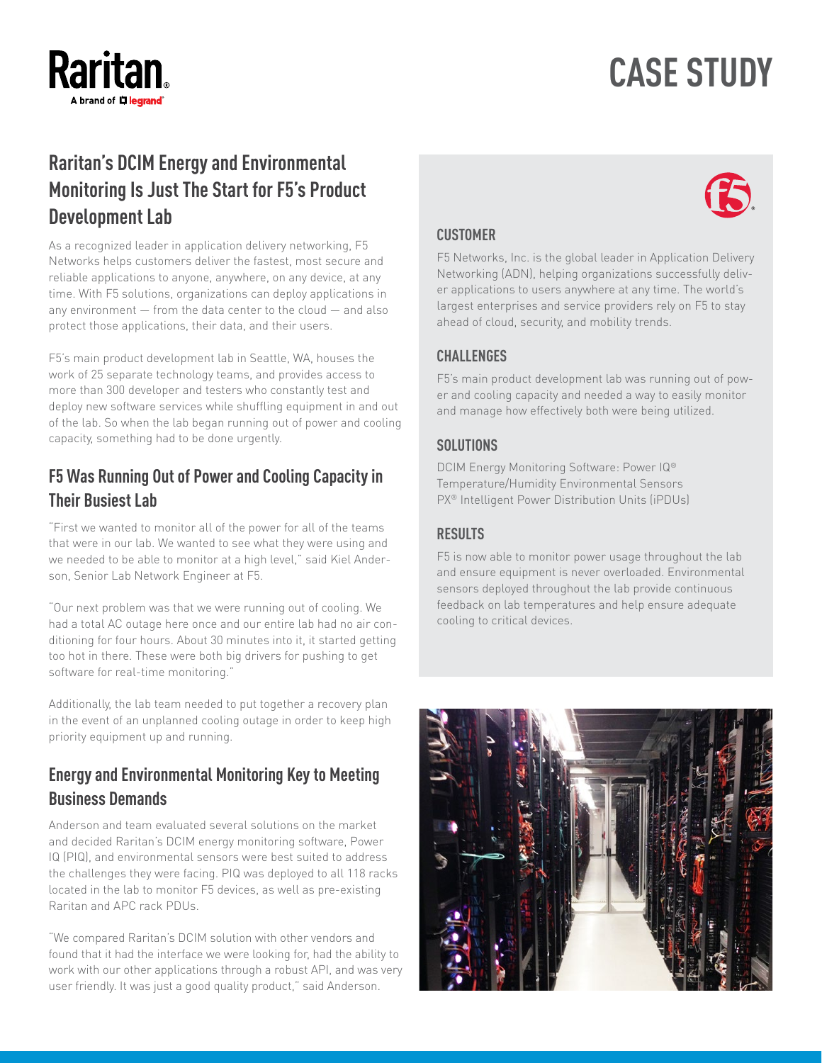# CASE STUDY

## Raritan's DCIM Energy and Environmental Monitoring Is Just The Start for F5's Product Development Lab

As a recognized leader in application delivery networking, F5 Networks helps customers deliver the fastest, most secure and reliable applications to anyone, anywhere, on any device, at any time. With F5 solutions, organizations can deploy applications in any environment — from the data center to the cloud — and also protect those applications, their data, and their users.

F5's main product development lab in Seattle, WA, houses the work of 25 separate technology teams, and provides access to more than 300 developer and testers who constantly test and deploy new software services while shuffling equipment in and out of the lab. So when the lab began running out of power and cooling capacity, something had to be done urgently.

## F5 Was Running Out of Power and Cooling Capacity in Their Busiest Lab

"First we wanted to monitor all of the power for all of the teams that were in our lab. We wanted to see what they were using and we needed to be able to monitor at a high level," said Kiel Anderson, Senior Lab Network Engineer at F5.

"Our next problem was that we were running out of cooling. We had a total AC outage here once and our entire lab had no air conditioning for four hours. About 30 minutes into it, it started getting too hot in there. These were both big drivers for pushing to get software for real-time monitoring."

Additionally, the lab team needed to put together a recovery plan in the event of an unplanned cooling outage in order to keep high priority equipment up and running.

## Energy and Environmental Monitoring Key to Meeting Business Demands

Anderson and team evaluated several solutions on the market and decided Raritan's DCIM energy monitoring software, Power IQ (PIQ), and environmental sensors were best suited to address the challenges they were facing. PIQ was deployed to all 118 racks located in the lab to monitor F5 devices, as well as pre-existing Raritan and APC rack PDUs.

"We compared Raritan's DCIM solution with other vendors and found that it had the interface we were looking for, had the ability to work with our other applications through a robust API, and was very user friendly. It was just a good quality product," said Anderson.

### CUSTOMER

F5 Networks, Inc. is the global leader in Application Delivery Networking (ADN), helping organizations successfully deliver applications to users anywhere at any time. The world's largest enterprises and service providers rely on F5 to stay ahead of cloud, security, and mobility trends.

### CHALLENGES

F5's main product development lab was running out of power and cooling capacity and needed a way to easily monitor and manage how effectively both were being utilized.

### SOLUTIONS

DCIM Energy Monitoring Software: Power IQ®
Temperature/Humidity Environmental Sensors
PX® Intelligent Power Distribution Units (iPDUs)

### RESULTS

F5 is now able to monitor power usage throughout the lab and ensure equipment is never overloaded. Environmental sensors deployed throughout the lab provide continuous feedback on lab temperatures and help ensure adequate cooling to critical devices.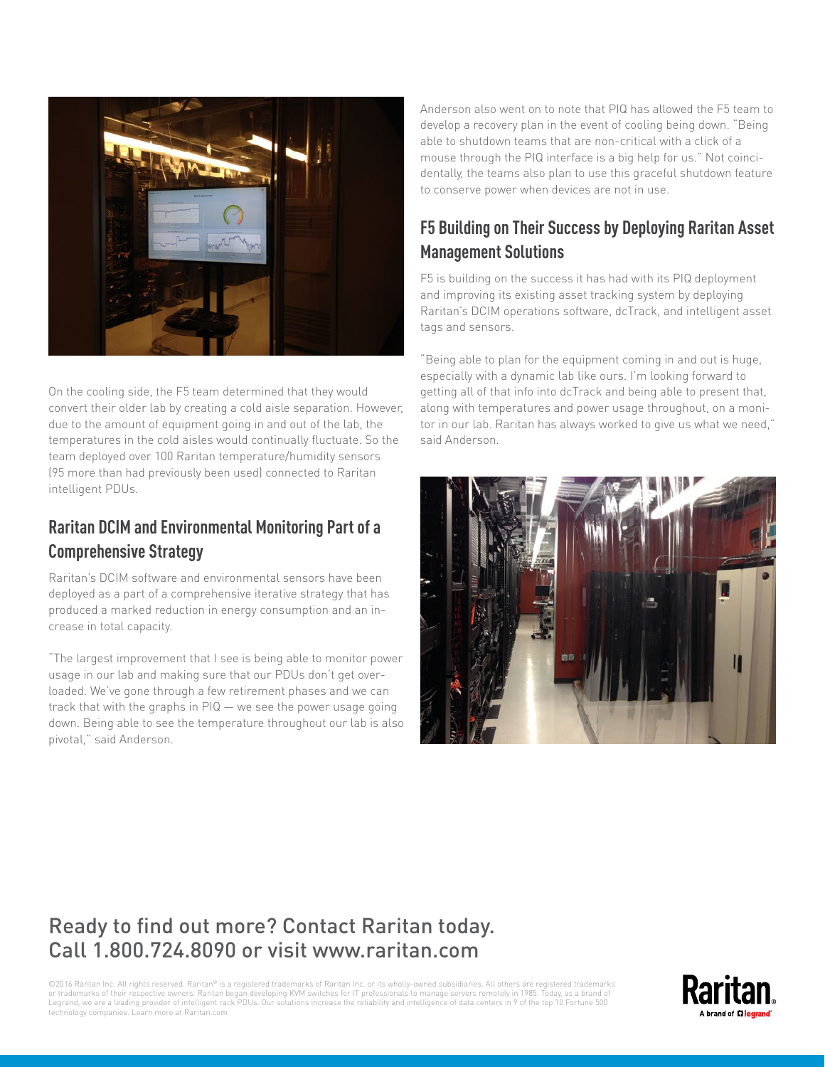On the cooling side, the F5 team determined that they would convert their older lab by creating a cold aisle separation. However, due to the amount of equipment going in and out of the lab, the temperatures in the cold aisles would continually fluctuate. So the team deployed over 100 Raritan temperature/humidity sensors (95 more than had previously been used) connected to Raritan intelligent PDUs.

## Raritan DCIM and Environmental Monitoring Part of a Comprehensive Strategy

Raritan's DCIM software and environmental sensors have been deployed as a part of a comprehensive iterative strategy that has produced a marked reduction in energy consumption and an increase in total capacity.

"The largest improvement that I see is being able to monitor power usage in our lab and making sure that our PDUs don't get overloaded. We've gone through a few retirement phases and we can track that with the graphs in PIQ — we see the power usage going down. Being able to see the temperature throughout our lab is also pivotal," said Anderson.

Anderson also went on to note that PIQ has allowed the F5 team to develop a recovery plan in the event of cooling being down. "Being able to shutdown teams that are non-critical with a click of a mouse through the PIQ interface is a big help for us." Not coincidentally, the teams also plan to use this graceful shutdown feature to conserve power when devices are not in use.

## F5 Building on Their Success by Deploying Raritan Asset Management Solutions

F5 is building on the success it has had with its PIQ deployment and improving its existing asset tracking system by deploying Raritan's DCIM operations software, dcTrack, and intelligent asset tags and sensors.

"Being able to plan for the equipment coming in and out is huge, especially with a dynamic lab like ours. I'm looking forward to getting all of that info into dcTrack and being able to present that, along with temperatures and power usage throughout, on a monitor in our lab. Raritan has always worked to give us what we need," said Anderson.

## Ready to find out more? Contact Raritan today. Call 1.800.724.8090 or visit www.raritan.com

©2016 Raritan Inc. All rights reserved. Raritan® is a registered trademarks of Raritan Inc. or its wholly-owned subsidiaries. All others are registered trademarks or trademarks of their respective owners. Raritan began developing KVM switches for IT professionals to manage servers remotely in 1985. Today, as a brand of Legrand, we are a leading provider of intelligent rack PDUs. Our solutions increase the reliability and intelligence of data centers in 9 of the top 10 Fortune 500 technology companies. Learn more at Raritan.com

Raritan. A brand of legrand